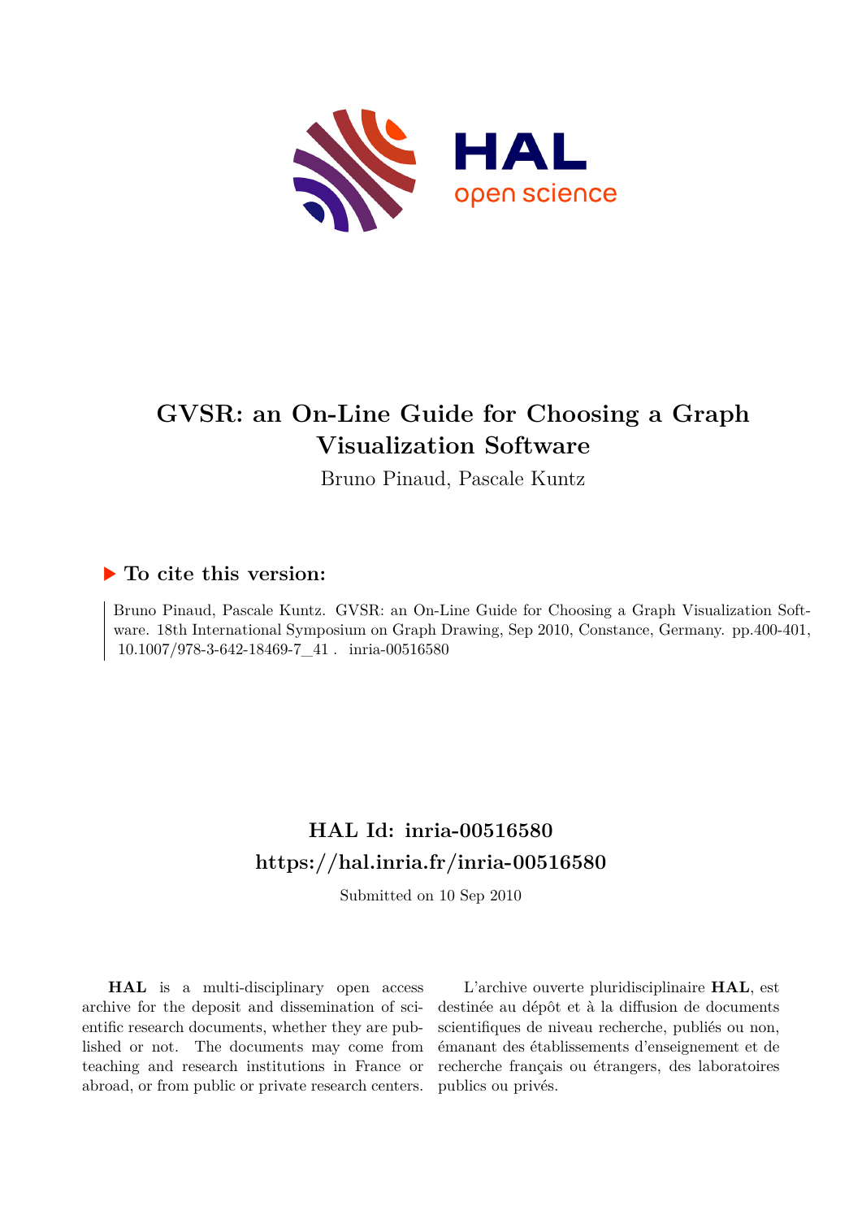# GVSR: an On-Line Guide for Choosing a Graph Visualization Software

Bruno Pinaud, Pascale Kuntz

## To cite this version:

Bruno Pinaud, Pascale Kuntz. GVSR: an On-Line Guide for Choosing a Graph Visualization Software. 18th International Symposium on Graph Drawing, Sep 2010, Constance, Germany. pp.400-401, 10.1007/978-3-642-18469-7_41 . inria-00516580

## HAL Id: inria-00516580
## https://hal.inria.fr/inria-00516580

Submitted on 10 Sep 2010

**HAL** is a multi-disciplinary open access archive for the deposit and dissemination of scientific research documents, whether they are published or not. The documents may come from teaching and research institutions in France or abroad, or from public or private research centers.

L'archive ouverte pluridisciplinaire **HAL**, est destinée au dépôt et à la diffusion de documents scientifiques de niveau recherche, publiés ou non, émanant des établissements d'enseignement et de recherche français ou étrangers, des laboratoires publics ou privés.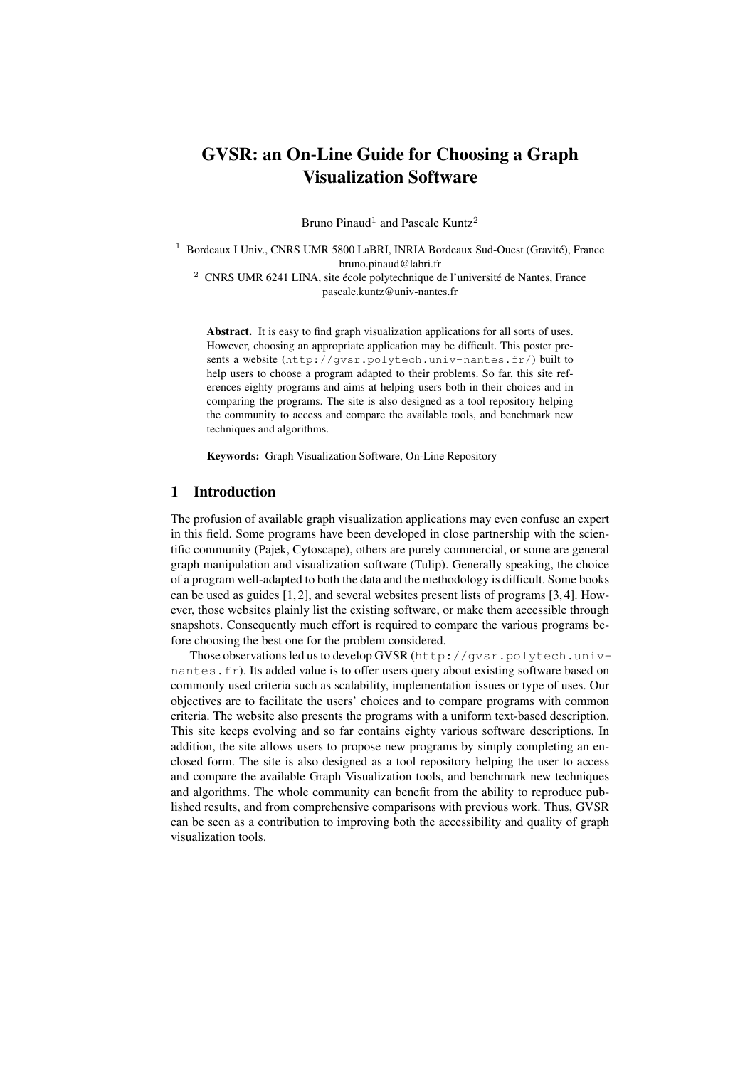# GVSR: an On-Line Guide for Choosing a Graph Visualization Software

Bruno Pinaud[1] and Pascale Kuntz[2]

[1] Bordeaux I Univ., CNRS UMR 5800 LaBRI, INRIA Bordeaux Sud-Ouest (Gravité), France
bruno.pinaud@labri.fr

[2] CNRS UMR 6241 LINA, site école polytechnique de l'université de Nantes, France
pascale.kuntz@univ-nantes.fr

**Abstract.** It is easy to find graph visualization applications for all sorts of uses. However, choosing an appropriate application may be difficult. This poster presents a website (`http://gvsr.polytech.univ-nantes.fr/`) built to help users to choose a program adapted to their problems. So far, this site references eighty programs and aims at helping users both in their choices and in comparing the programs. The site is also designed as a tool repository helping the community to access and compare the available tools, and benchmark new techniques and algorithms.

**Keywords:** Graph Visualization Software, On-Line Repository

## 1 Introduction

The profusion of available graph visualization applications may even confuse an expert in this field. Some programs have been developed in close partnership with the scientific community (Pajek, Cytoscape), others are purely commercial, or some are general graph manipulation and visualization software (Tulip). Generally speaking, the choice of a program well-adapted to both the data and the methodology is difficult. Some books can be used as guides [1, 2], and several websites present lists of programs [3, 4]. However, those websites plainly list the existing software, or make them accessible through snapshots. Consequently much effort is required to compare the various programs before choosing the best one for the problem considered.

Those observations led us to develop GVSR (`http://gvsr.polytech.univ-nantes.fr`). Its added value is to offer users query about existing software based on commonly used criteria such as scalability, implementation issues or type of uses. Our objectives are to facilitate the users' choices and to compare programs with common criteria. The website also presents the programs with a uniform text-based description. This site keeps evolving and so far contains eighty various software descriptions. In addition, the site allows users to propose new programs by simply completing an enclosed form. The site is also designed as a tool repository helping the user to access and compare the available Graph Visualization tools, and benchmark new techniques and algorithms. The whole community can benefit from the ability to reproduce published results, and from comprehensive comparisons with previous work. Thus, GVSR can be seen as a contribution to improving both the accessibility and quality of graph visualization tools.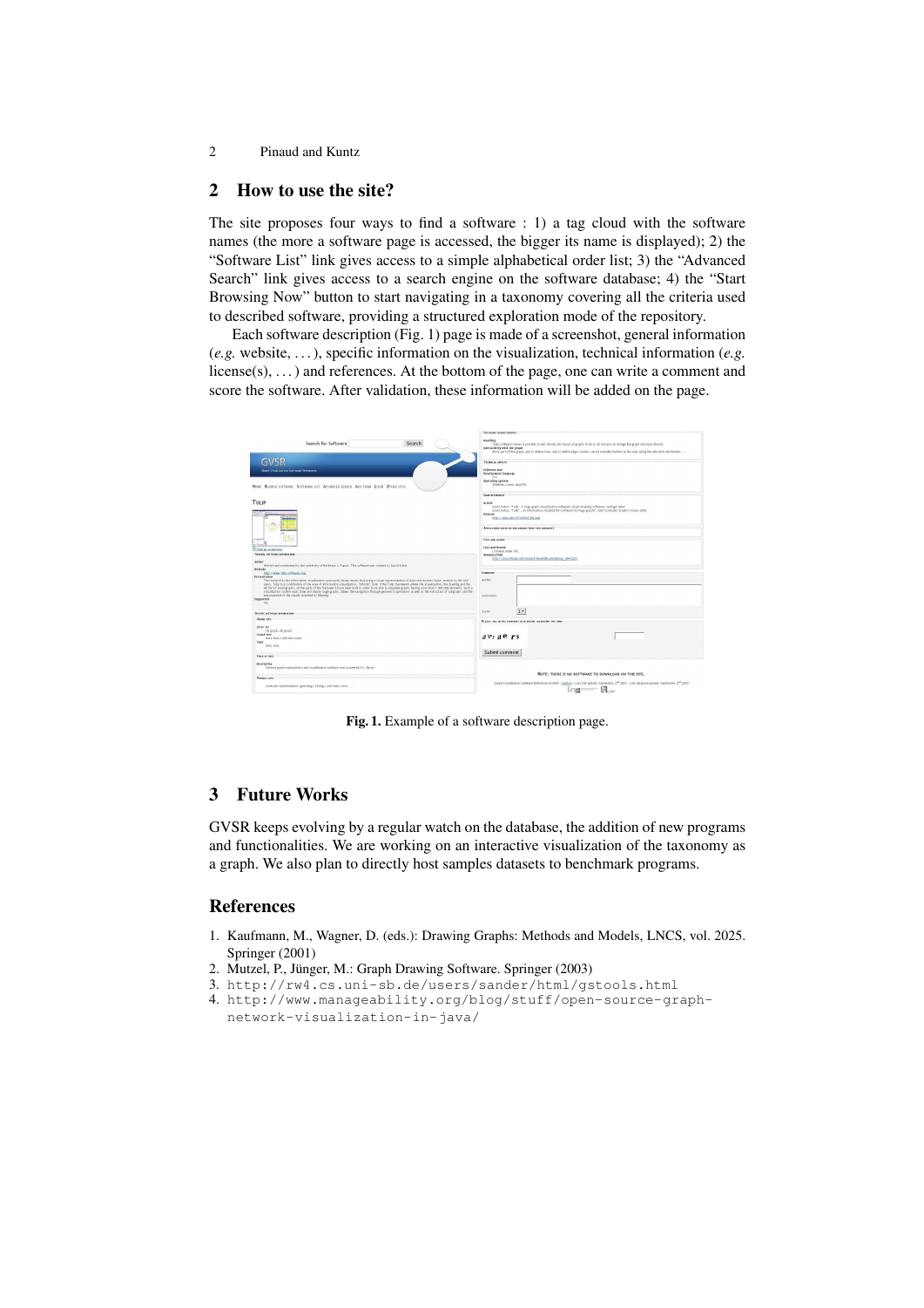## 2 How to use the site?

The site proposes four ways to find a software : 1) a tag cloud with the software names (the more a software page is accessed, the bigger its name is displayed); 2) the "Software List" link gives access to a simple alphabetical order list; 3) the "Advanced Search" link gives access to a search engine on the software database; 4) the "Start Browsing Now" button to start navigating in a taxonomy covering all the criteria used to described software, providing a structured exploration mode of the repository.

Each software description (Fig. 1) page is made of a screenshot, general information (*e.g.* website, ...), specific information on the visualization, technical information (*e.g.* license(s), ...) and references. At the bottom of the page, one can write a comment and score the software. After validation, these information will be added on the page.

**Fig. 1.** Example of a software description page.

## 3 Future Works

GVSR keeps evolving by a regular watch on the database, the addition of new programs and functionalities. We are working on an interactive visualization of the taxonomy as a graph. We also plan to directly host samples datasets to benchmark programs.

## References

1. Kaufmann, M., Wagner, D. (eds.): Drawing Graphs: Methods and Models, LNCS, vol. 2025. Springer (2001)
2. Mutzel, P., Jünger, M.: Graph Drawing Software. Springer (2003)
3. http://rw4.cs.uni-sb.de/users/sander/html/gstools.html
4. http://www.manageability.org/blog/stuff/open-source-graph-network-visualization-in-java/